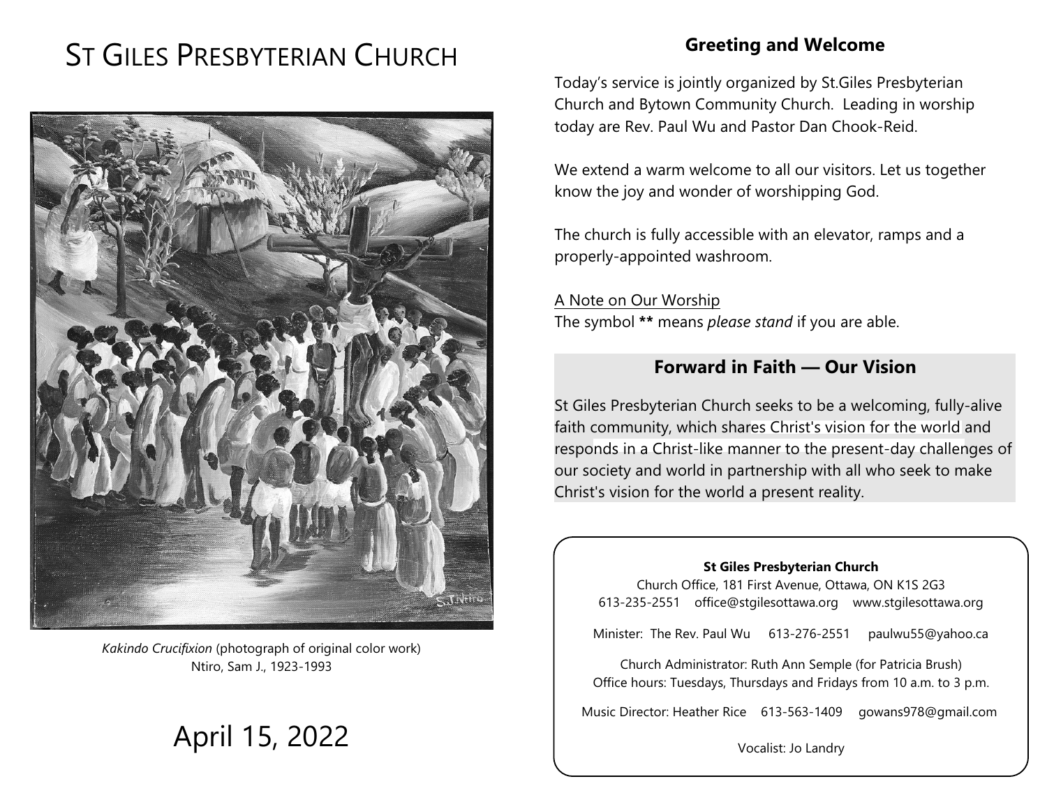# ST GILES PRESBYTERIAN CHURCH

*Kakindo Crucifixion* (photograph of original color work)
Ntiro, Sam J., 1923-1993

April 15, 2022

## Greeting and Welcome

Today's service is jointly organized by St.Giles Presbyterian Church and Bytown Community Church. Leading in worship today are Rev. Paul Wu and Pastor Dan Chook-Reid.

We extend a warm welcome to all our visitors. Let us together know the joy and wonder of worshipping God.

The church is fully accessible with an elevator, ramps and a properly-appointed washroom.

A Note on Our Worship
The symbol **\*\*** means *please stand* if you are able.

## Forward in Faith — Our Vision

St Giles Presbyterian Church seeks to be a welcoming, fully-alive faith community, which shares Christ's vision for the world and responds in a Christ-like manner to the present-day challenges of our society and world in partnership with all who seek to make Christ's vision for the world a present reality.

**St Giles Presbyterian Church**
Church Office, 181 First Avenue, Ottawa, ON K1S 2G3
613-235-2551 office@stgilesottawa.org www.stgilesottawa.org

Minister: The Rev. Paul Wu 613-276-2551 paulwu55@yahoo.ca

Church Administrator: Ruth Ann Semple (for Patricia Brush)
Office hours: Tuesdays, Thursdays and Fridays from 10 a.m. to 3 p.m.

Music Director: Heather Rice 613-563-1409 gowans978@gmail.com

Vocalist: Jo Landry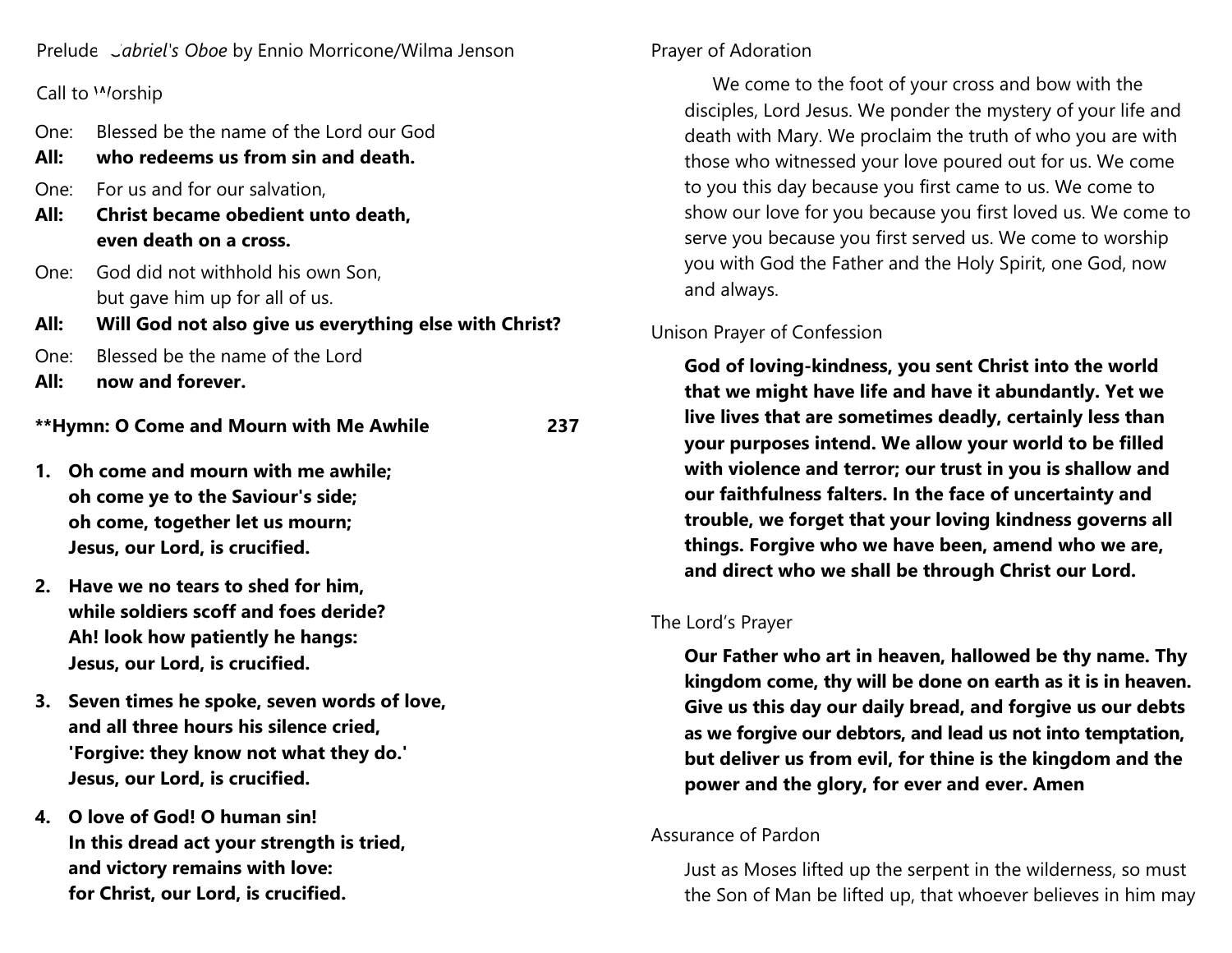Prelude *Gabriel's Oboe* by Ennio Morricone/Wilma Jenson

Call to Worship

One: Blessed be the name of the Lord our God
**All: who redeems us from sin and death.**

One: For us and for our salvation,
**All: Christ became obedient unto death,**
**even death on a cross.**

One: God did not withhold his own Son,
but gave him up for all of us.
**All: Will God not also give us everything else with Christ?**

One: Blessed be the name of the Lord
**All: now and forever.**

**\*\*Hymn: O Come and Mourn with Me Awhile 237**

1. **Oh come and mourn with me awhile;**
   **oh come ye to the Saviour's side;**
   **oh come, together let us mourn;**
   **Jesus, our Lord, is crucified.**

2. **Have we no tears to shed for him,**
   **while soldiers scoff and foes deride?**
   **Ah! look how patiently he hangs:**
   **Jesus, our Lord, is crucified.**

3. **Seven times he spoke, seven words of love,**
   **and all three hours his silence cried,**
   **'Forgive: they know not what they do.'**
   **Jesus, our Lord, is crucified.**

4. **O love of God! O human sin!**
   **In this dread act your strength is tried,**
   **and victory remains with love:**
   **for Christ, our Lord, is crucified.**

Prayer of Adoration

We come to the foot of your cross and bow with the disciples, Lord Jesus. We ponder the mystery of your life and death with Mary. We proclaim the truth of who you are with those who witnessed your love poured out for us. We come to you this day because you first came to us. We come to show our love for you because you first loved us. We come to serve you because you first served us. We come to worship you with God the Father and the Holy Spirit, one God, now and always.

Unison Prayer of Confession

**God of loving-kindness, you sent Christ into the world that we might have life and have it abundantly. Yet we live lives that are sometimes deadly, certainly less than your purposes intend. We allow your world to be filled with violence and terror; our trust in you is shallow and our faithfulness falters. In the face of uncertainty and trouble, we forget that your loving kindness governs all things. Forgive who we have been, amend who we are, and direct who we shall be through Christ our Lord.**

The Lord's Prayer

**Our Father who art in heaven, hallowed be thy name. Thy kingdom come, thy will be done on earth as it is in heaven. Give us this day our daily bread, and forgive us our debts as we forgive our debtors, and lead us not into temptation, but deliver us from evil, for thine is the kingdom and the power and the glory, for ever and ever. Amen**

Assurance of Pardon

Just as Moses lifted up the serpent in the wilderness, so must the Son of Man be lifted up, that whoever believes in him may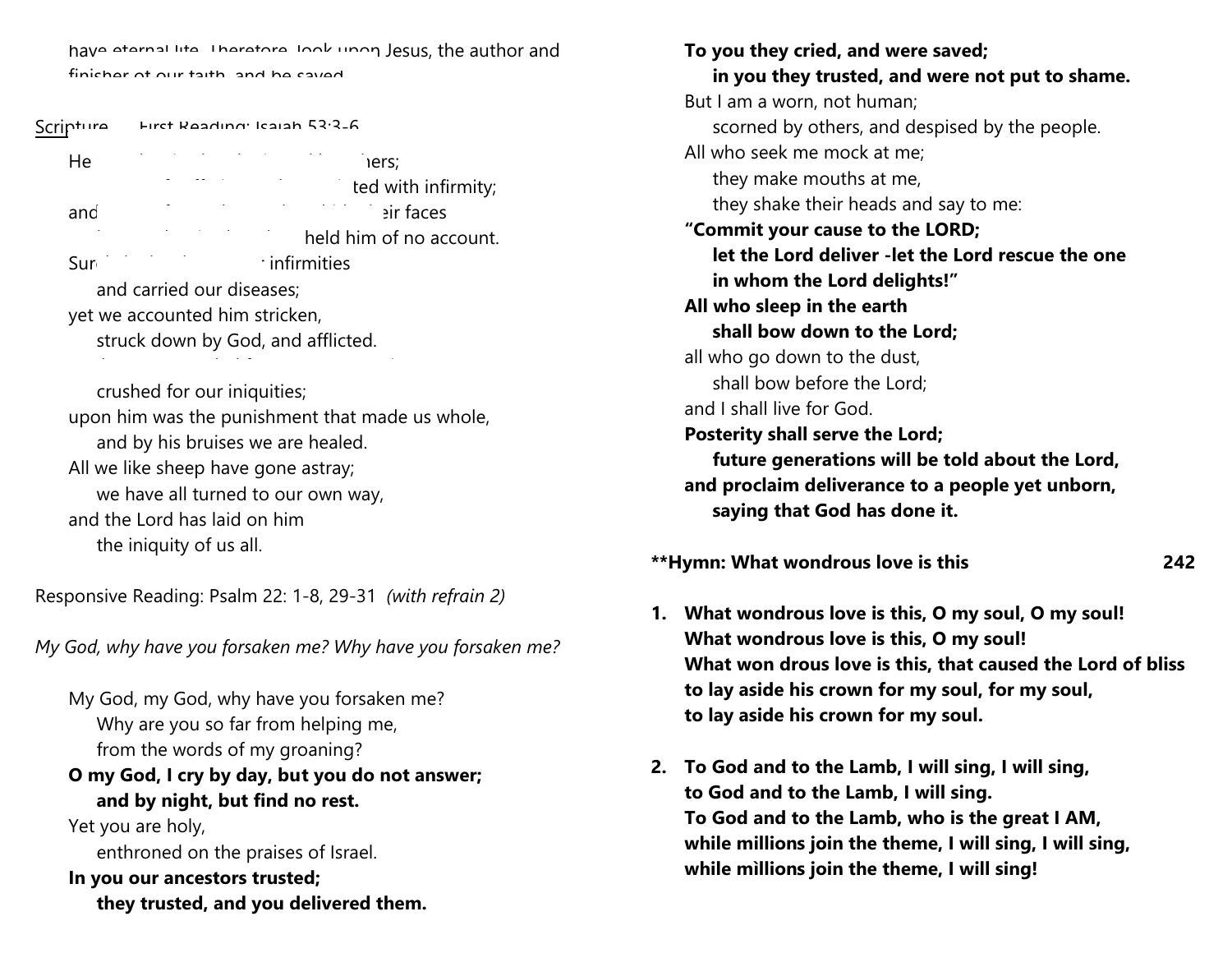have eternal life. Therefore, look upon Jesus, the author and finisher of our faith, and be saved.

Scripture First Reading: Isaiah 53:3-6

He ... hers;
... ted with infirmity;
and ... eir faces
... held him of no account.
Sur... infirmities
and carried our diseases;
yet we accounted him stricken,
struck down by God, and afflicted.

crushed for our iniquities;
upon him was the punishment that made us whole,
and by his bruises we are healed.
All we like sheep have gone astray;
we have all turned to our own way,
and the Lord has laid on him
the iniquity of us all.

Responsive Reading: Psalm 22: 1-8, 29-31 *(with refrain 2)*

*My God, why have you forsaken me? Why have you forsaken me?*

My God, my God, why have you forsaken me?
Why are you so far from helping me,
from the words of my groaning?
**O my God, I cry by day, but you do not answer;**
**and by night, but find no rest.**
Yet you are holy,
enthroned on the praises of Israel.
**In you our ancestors trusted;**
**they trusted, and you delivered them.**
**To you they cried, and were saved;**
**in you they trusted, and were not put to shame.**
But I am a worn, not human;
scorned by others, and despised by the people.
All who seek me mock at me;
they make mouths at me,
they shake their heads and say to me:
**"Commit your cause to the LORD;**
**let the Lord deliver -let the Lord rescue the one**
**in whom the Lord delights!"**
**All who sleep in the earth**
**shall bow down to the Lord;**
all who go down to the dust,
shall bow before the Lord;
and I shall live for God.
**Posterity shall serve the Lord;**
**future generations will be told about the Lord,**
**and proclaim deliverance to a people yet unborn,**
**saying that God has done it.**

**\*\*Hymn: What wondrous love is this 242**

1. **What wondrous love is this, O my soul, O my soul!**
   **What wondrous love is this, O my soul!**
   **What won drous love is this, that caused the Lord of bliss**
   **to lay aside his crown for my soul, for my soul,**
   **to lay aside his crown for my soul.**

2. **To God and to the Lamb, I will sing, I will sing,**
   **to God and to the Lamb, I will sing.**
   **To God and to the Lamb, who is the great I AM,**
   **while millions join the theme, I will sing, I will sing,**
   **while millions join the theme, I will sing!**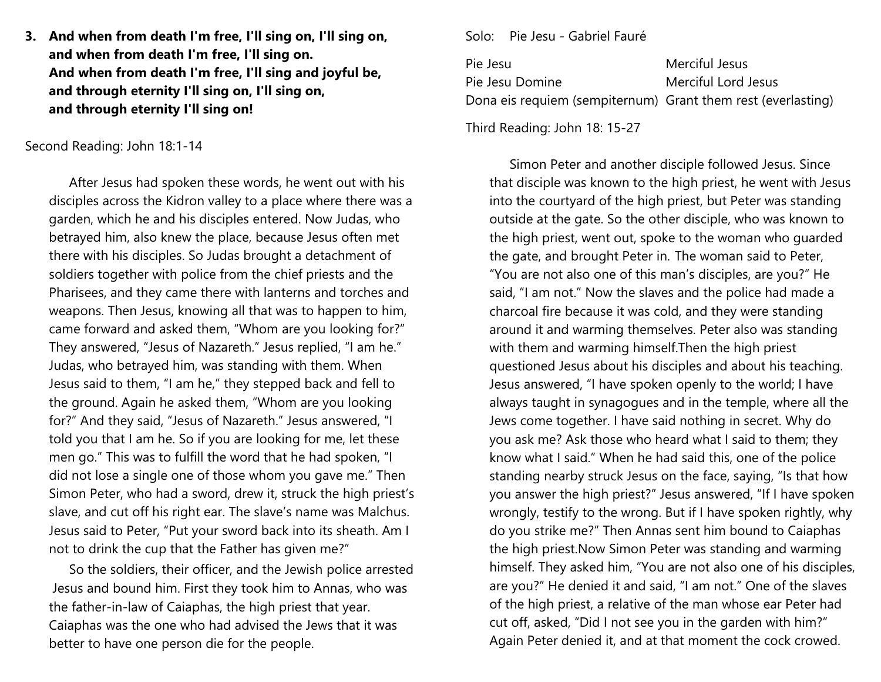**3. And when from death I'm free, I'll sing on, I'll sing on, and when from death I'm free, I'll sing on. And when from death I'm free, I'll sing and joyful be, and through eternity I'll sing on, I'll sing on, and through eternity I'll sing on!**

Second Reading: John 18:1-14

After Jesus had spoken these words, he went out with his disciples across the Kidron valley to a place where there was a garden, which he and his disciples entered. Now Judas, who betrayed him, also knew the place, because Jesus often met there with his disciples. So Judas brought a detachment of soldiers together with police from the chief priests and the Pharisees, and they came there with lanterns and torches and weapons. Then Jesus, knowing all that was to happen to him, came forward and asked them, “Whom are you looking for?” They answered, “Jesus of Nazareth.” Jesus replied, “I am he.” Judas, who betrayed him, was standing with them. When Jesus said to them, “I am he,” they stepped back and fell to the ground. Again he asked them, “Whom are you looking for?” And they said, “Jesus of Nazareth.” Jesus answered, “I told you that I am he. So if you are looking for me, let these men go.” This was to fulfill the word that he had spoken, “I did not lose a single one of those whom you gave me.” Then Simon Peter, who had a sword, drew it, struck the high priest’s slave, and cut off his right ear. The slave’s name was Malchus. Jesus said to Peter, “Put your sword back into its sheath. Am I not to drink the cup that the Father has given me?”

So the soldiers, their officer, and the Jewish police arrested Jesus and bound him. First they took him to Annas, who was the father-in-law of Caiaphas, the high priest that year. Caiaphas was the one who had advised the Jews that it was better to have one person die for the people.

Solo: Pie Jesu - Gabriel Fauré

| | |
|---|---|
| Pie Jesu | Merciful Jesus |
| Pie Jesu Domine | Merciful Lord Jesus |
| Dona eis requiem (sempiternum) | Grant them rest (everlasting) |

Third Reading: John 18: 15-27

Simon Peter and another disciple followed Jesus. Since that disciple was known to the high priest, he went with Jesus into the courtyard of the high priest, but Peter was standing outside at the gate. So the other disciple, who was known to the high priest, went out, spoke to the woman who guarded the gate, and brought Peter in. The woman said to Peter, “You are not also one of this man’s disciples, are you?” He said, “I am not.” Now the slaves and the police had made a charcoal fire because it was cold, and they were standing around it and warming themselves. Peter also was standing with them and warming himself.Then the high priest questioned Jesus about his disciples and about his teaching. Jesus answered, “I have spoken openly to the world; I have always taught in synagogues and in the temple, where all the Jews come together. I have said nothing in secret. Why do you ask me? Ask those who heard what I said to them; they know what I said.” When he had said this, one of the police standing nearby struck Jesus on the face, saying, “Is that how you answer the high priest?” Jesus answered, “If I have spoken wrongly, testify to the wrong. But if I have spoken rightly, why do you strike me?” Then Annas sent him bound to Caiaphas the high priest.Now Simon Peter was standing and warming himself. They asked him, “You are not also one of his disciples, are you?” He denied it and said, “I am not.” One of the slaves of the high priest, a relative of the man whose ear Peter had cut off, asked, “Did I not see you in the garden with him?” Again Peter denied it, and at that moment the cock crowed.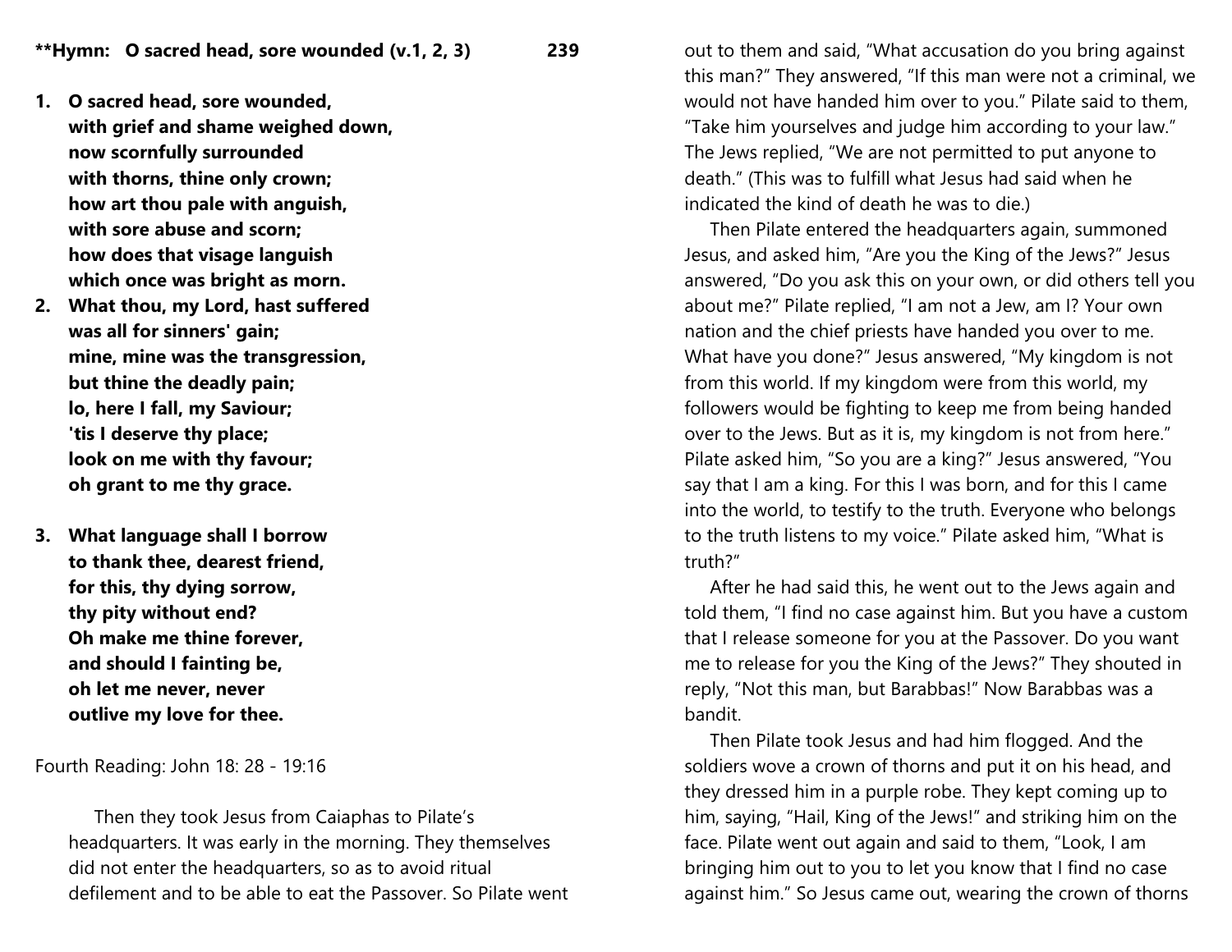**\*\*Hymn: O sacred head, sore wounded (v.1, 2, 3) 239**

1. **O sacred head, sore wounded,**
   **with grief and shame weighed down,**
   **now scornfully surrounded**
   **with thorns, thine only crown;**
   **how art thou pale with anguish,**
   **with sore abuse and scorn;**
   **how does that visage languish**
   **which once was bright as morn.**
2. **What thou, my Lord, hast suffered**
   **was all for sinners' gain;**
   **mine, mine was the transgression,**
   **but thine the deadly pain;**
   **lo, here I fall, my Saviour;**
   **'tis I deserve thy place;**
   **look on me with thy favour;**
   **oh grant to me thy grace.**

3. **What language shall I borrow**
   **to thank thee, dearest friend,**
   **for this, thy dying sorrow,**
   **thy pity without end?**
   **Oh make me thine forever,**
   **and should I fainting be,**
   **oh let me never, never**
   **outlive my love for thee.**

Fourth Reading: John 18: 28 - 19:16

Then they took Jesus from Caiaphas to Pilate's headquarters. It was early in the morning. They themselves did not enter the headquarters, so as to avoid ritual defilement and to be able to eat the Passover. So Pilate went out to them and said, "What accusation do you bring against this man?" They answered, "If this man were not a criminal, we would not have handed him over to you." Pilate said to them, "Take him yourselves and judge him according to your law." The Jews replied, "We are not permitted to put anyone to death." (This was to fulfill what Jesus had said when he indicated the kind of death he was to die.)

Then Pilate entered the headquarters again, summoned Jesus, and asked him, "Are you the King of the Jews?" Jesus answered, "Do you ask this on your own, or did others tell you about me?" Pilate replied, "I am not a Jew, am I? Your own nation and the chief priests have handed you over to me. What have you done?" Jesus answered, "My kingdom is not from this world. If my kingdom were from this world, my followers would be fighting to keep me from being handed over to the Jews. But as it is, my kingdom is not from here." Pilate asked him, "So you are a king?" Jesus answered, "You say that I am a king. For this I was born, and for this I came into the world, to testify to the truth. Everyone who belongs to the truth listens to my voice." Pilate asked him, "What is truth?"

After he had said this, he went out to the Jews again and told them, "I find no case against him. But you have a custom that I release someone for you at the Passover. Do you want me to release for you the King of the Jews?" They shouted in reply, "Not this man, but Barabbas!" Now Barabbas was a bandit.

Then Pilate took Jesus and had him flogged. And the soldiers wove a crown of thorns and put it on his head, and they dressed him in a purple robe. They kept coming up to him, saying, "Hail, King of the Jews!" and striking him on the face. Pilate went out again and said to them, "Look, I am bringing him out to you to let you know that I find no case against him." So Jesus came out, wearing the crown of thorns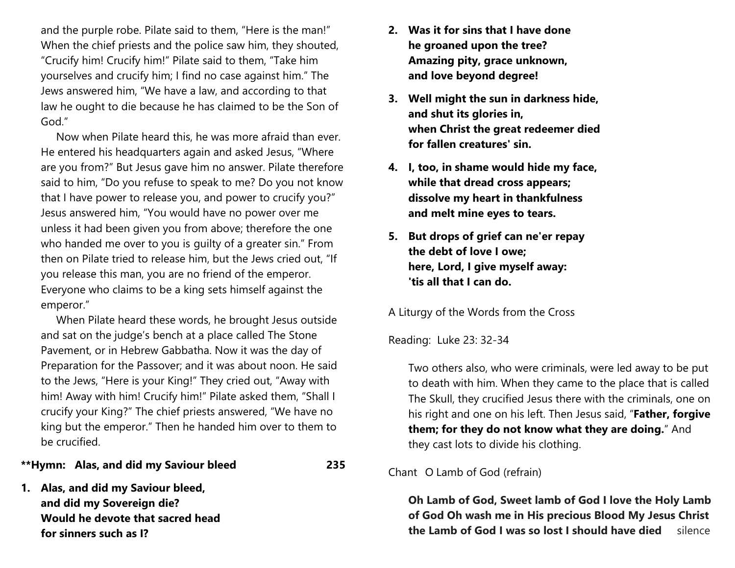and the purple robe. Pilate said to them, "Here is the man!" When the chief priests and the police saw him, they shouted, "Crucify him! Crucify him!" Pilate said to them, "Take him yourselves and crucify him; I find no case against him." The Jews answered him, "We have a law, and according to that law he ought to die because he has claimed to be the Son of God."

Now when Pilate heard this, he was more afraid than ever. He entered his headquarters again and asked Jesus, "Where are you from?" But Jesus gave him no answer. Pilate therefore said to him, "Do you refuse to speak to me? Do you not know that I have power to release you, and power to crucify you?" Jesus answered him, "You would have no power over me unless it had been given you from above; therefore the one who handed me over to you is guilty of a greater sin." From then on Pilate tried to release him, but the Jews cried out, "If you release this man, you are no friend of the emperor. Everyone who claims to be a king sets himself against the emperor."

When Pilate heard these words, he brought Jesus outside and sat on the judge's bench at a place called The Stone Pavement, or in Hebrew Gabbatha. Now it was the day of Preparation for the Passover; and it was about noon. He said to the Jews, "Here is your King!" They cried out, "Away with him! Away with him! Crucify him!" Pilate asked them, "Shall I crucify your King?" The chief priests answered, "We have no king but the emperor." Then he handed him over to them to be crucified.

**\*\*Hymn: Alas, and did my Saviour bleed 235**

1. **Alas, and did my Saviour bleed,
   and did my Sovereign die?
   Would he devote that sacred head
   for sinners such as I?**

2. **Was it for sins that I have done
   he groaned upon the tree?
   Amazing pity, grace unknown,
   and love beyond degree!**

3. **Well might the sun in darkness hide,
   and shut its glories in,
   when Christ the great redeemer died
   for fallen creatures' sin.**

4. **I, too, in shame would hide my face,
   while that dread cross appears;
   dissolve my heart in thankfulness
   and melt mine eyes to tears.**

5. **But drops of grief can ne'er repay
   the debt of love I owe;
   here, Lord, I give myself away:
   'tis all that I can do.**

A Liturgy of the Words from the Cross

Reading: Luke 23: 32-34

Two others also, who were criminals, were led away to be put to death with him. When they came to the place that is called The Skull, they crucified Jesus there with the criminals, one on his right and one on his left. Then Jesus said, "**Father, forgive them; for they do not know what they are doing.**" And they cast lots to divide his clothing.

Chant O Lamb of God (refrain)

**Oh Lamb of God, Sweet lamb of God I love the Holy Lamb of God Oh wash me in His precious Blood My Jesus Christ the Lamb of God I was so lost I should have died** silence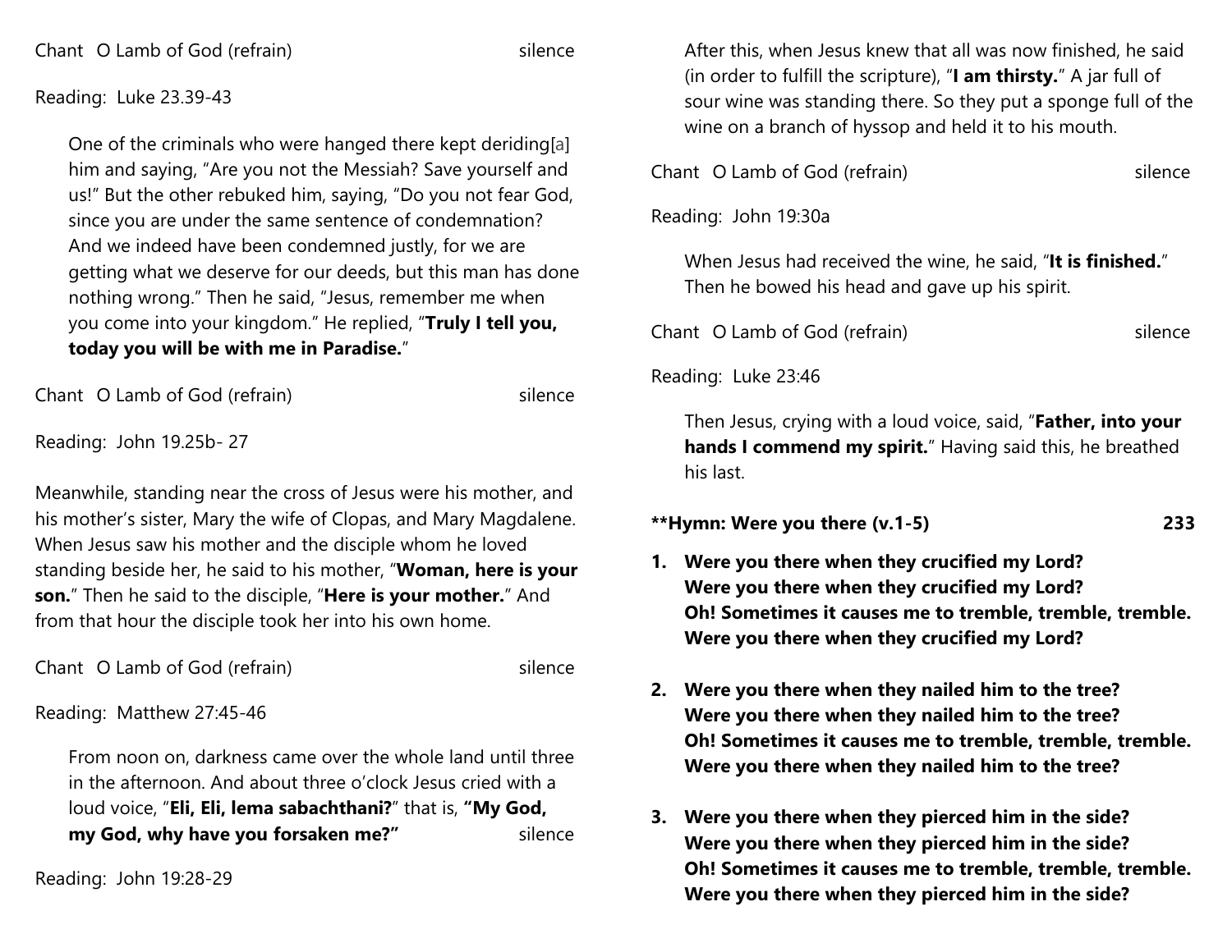Chant O Lamb of God (refrain) silence

Reading: Luke 23.39-43

One of the criminals who were hanged there kept deriding[a] him and saying, "Are you not the Messiah? Save yourself and us!" But the other rebuked him, saying, "Do you not fear God, since you are under the same sentence of condemnation? And we indeed have been condemned justly, for we are getting what we deserve for our deeds, but this man has done nothing wrong." Then he said, "Jesus, remember me when you come into your kingdom." He replied, "**Truly I tell you, today you will be with me in Paradise.**"

Chant O Lamb of God (refrain) silence

Reading: John 19.25b- 27

Meanwhile, standing near the cross of Jesus were his mother, and his mother's sister, Mary the wife of Clopas, and Mary Magdalene. When Jesus saw his mother and the disciple whom he loved standing beside her, he said to his mother, "**Woman, here is your son.**" Then he said to the disciple, "**Here is your mother.**" And from that hour the disciple took her into his own home.

Chant O Lamb of God (refrain) silence

Reading: Matthew 27:45-46

From noon on, darkness came over the whole land until three in the afternoon. And about three o'clock Jesus cried with a loud voice, "**Eli, Eli, lema sabachthani?**" that is, **"My God, my God, why have you forsaken me?"** silence

Reading: John 19:28-29

After this, when Jesus knew that all was now finished, he said (in order to fulfill the scripture), "**I am thirsty.**" A jar full of sour wine was standing there. So they put a sponge full of the wine on a branch of hyssop and held it to his mouth.

Chant O Lamb of God (refrain) silence

Reading: John 19:30a

When Jesus had received the wine, he said, "**It is finished.**" Then he bowed his head and gave up his spirit.

Chant O Lamb of God (refrain) silence

Reading: Luke 23:46

Then Jesus, crying with a loud voice, said, "**Father, into your hands I commend my spirit.**" Having said this, he breathed his last.

**\*\*Hymn: Were you there (v.1-5) 233**

1. **Were you there when they crucified my Lord?
   Were you there when they crucified my Lord?
   Oh! Sometimes it causes me to tremble, tremble, tremble.
   Were you there when they crucified my Lord?**

2. **Were you there when they nailed him to the tree?
   Were you there when they nailed him to the tree?
   Oh! Sometimes it causes me to tremble, tremble, tremble.
   Were you there when they nailed him to the tree?**

3. **Were you there when they pierced him in the side?
   Were you there when they pierced him in the side?
   Oh! Sometimes it causes me to tremble, tremble, tremble.
   Were you there when they pierced him in the side?**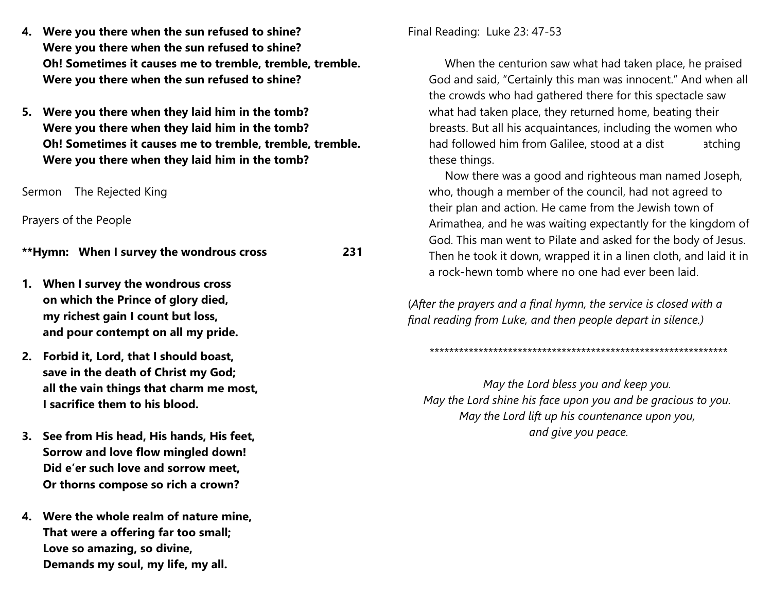4. **Were you there when the sun refused to shine?**
   **Were you there when the sun refused to shine?**
   **Oh! Sometimes it causes me to tremble, tremble, tremble.**
   **Were you there when the sun refused to shine?**

5. **Were you there when they laid him in the tomb?**
   **Were you there when they laid him in the tomb?**
   **Oh! Sometimes it causes me to tremble, tremble, tremble.**
   **Were you there when they laid him in the tomb?**

Sermon The Rejected King

Prayers of the People

**\*\*Hymn: When I survey the wondrous cross 231**

1. **When I survey the wondrous cross**
   **on which the Prince of glory died,**
   **my richest gain I count but loss,**
   **and pour contempt on all my pride.**

2. **Forbid it, Lord, that I should boast,**
   **save in the death of Christ my God;**
   **all the vain things that charm me most,**
   **I sacrifice them to his blood.**

3. **See from His head, His hands, His feet,**
   **Sorrow and love flow mingled down!**
   **Did e'er such love and sorrow meet,**
   **Or thorns compose so rich a crown?**

4. **Were the whole realm of nature mine,**
   **That were a offering far too small;**
   **Love so amazing, so divine,**
   **Demands my soul, my life, my all.**

Final Reading: Luke 23: 47-53

When the centurion saw what had taken place, he praised God and said, "Certainly this man was innocent." And when all the crowds who had gathered there for this spectacle saw what had taken place, they returned home, beating their breasts. But all his acquaintances, including the women who had followed him from Galilee, stood at a dist atching these things.

Now there was a good and righteous man named Joseph, who, though a member of the council, had not agreed to their plan and action. He came from the Jewish town of Arimathea, and he was waiting expectantly for the kingdom of God. This man went to Pilate and asked for the body of Jesus. Then he took it down, wrapped it in a linen cloth, and laid it in a rock-hewn tomb where no one had ever been laid.

(*After the prayers and a final hymn, the service is closed with a final reading from Luke, and then people depart in silence.)*

\*\*\*\*\*\*\*\*\*\*\*\*\*\*\*\*\*\*\*\*\*\*\*\*\*\*\*\*\*\*\*\*\*\*\*\*\*\*\*\*\*\*\*\*\*\*\*\*\*\*\*\*\*\*\*\*\*\*\*\*\*\*

*May the Lord bless you and keep you.*
*May the Lord shine his face upon you and be gracious to you.*
*May the Lord lift up his countenance upon you,*
*and give you peace.*